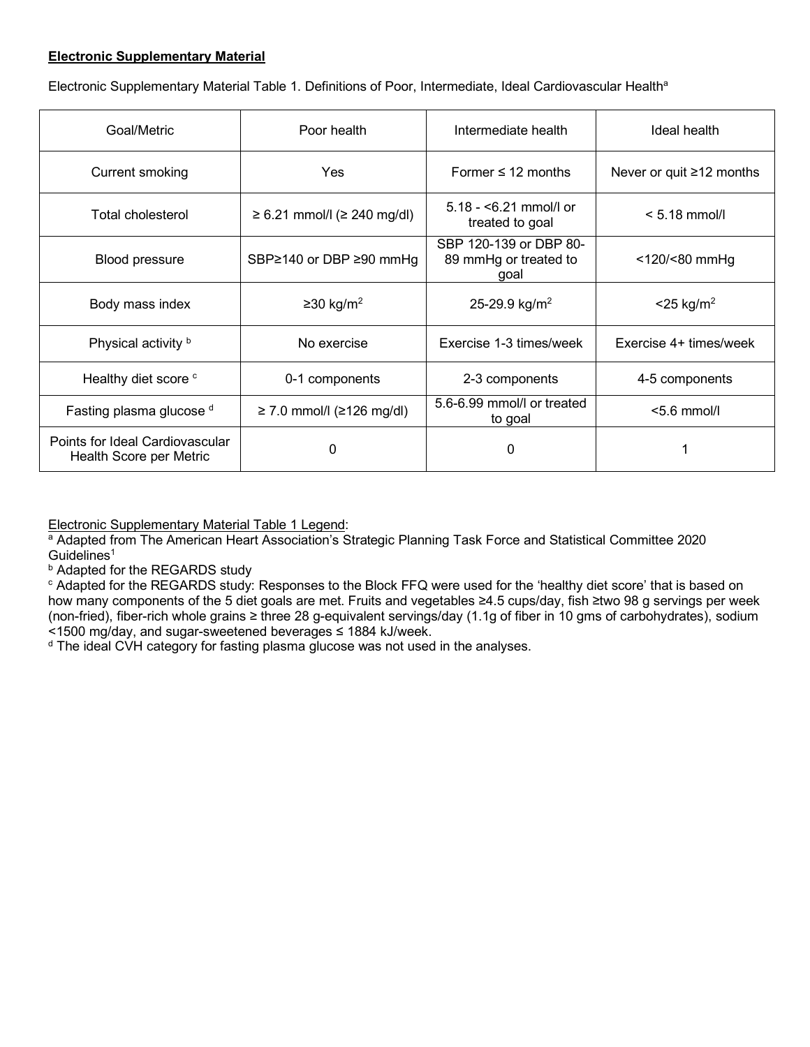**Electronic Supplementary Material**

Electronic Supplementary Material Table 1. Definitions of Poor, Intermediate, Ideal Cardiovascular Health[a]

| Goal/Metric | Poor health | Intermediate health | Ideal health |
|---|---|---|---|
| Current smoking | Yes | Former ≤ 12 months | Never or quit ≥12 months |
| Total cholesterol | ≥ 6.21 mmol/l (≥ 240 mg/dl) | 5.18 - <6.21 mmol/l or treated to goal | < 5.18 mmol/l |
| Blood pressure | SBP≥140 or DBP ≥90 mmHg | SBP 120-139 or DBP 80-89 mmHg or treated to goal | <120/<80 mmHg |
| Body mass index | ≥30 kg/m$^2$ | 25-29.9 kg/m$^2$ | <25 kg/m$^2$ |
| Physical activity [b] | No exercise | Exercise 1-3 times/week | Exercise 4+ times/week |
| Healthy diet score [c] | 0-1 components | 2-3 components | 4-5 components |
| Fasting plasma glucose [d] | ≥ 7.0 mmol/l (≥126 mg/dl) | 5.6-6.99 mmol/l or treated to goal | <5.6 mmol/l |
| Points for Ideal Cardiovascular Health Score per Metric | 0 | 0 | 1 |

Electronic Supplementary Material Table 1 Legend:

[a] Adapted from The American Heart Association's Strategic Planning Task Force and Statistical Committee 2020 Guidelines[1]

[b] Adapted for the REGARDS study

[c] Adapted for the REGARDS study: Responses to the Block FFQ were used for the 'healthy diet score' that is based on how many components of the 5 diet goals are met. Fruits and vegetables ≥4.5 cups/day, fish ≥two 98 g servings per week (non-fried), fiber-rich whole grains ≥ three 28 g-equivalent servings/day (1.1g of fiber in 10 gms of carbohydrates), sodium <1500 mg/day, and sugar-sweetened beverages ≤ 1884 kJ/week.

[d] The ideal CVH category for fasting plasma glucose was not used in the analyses.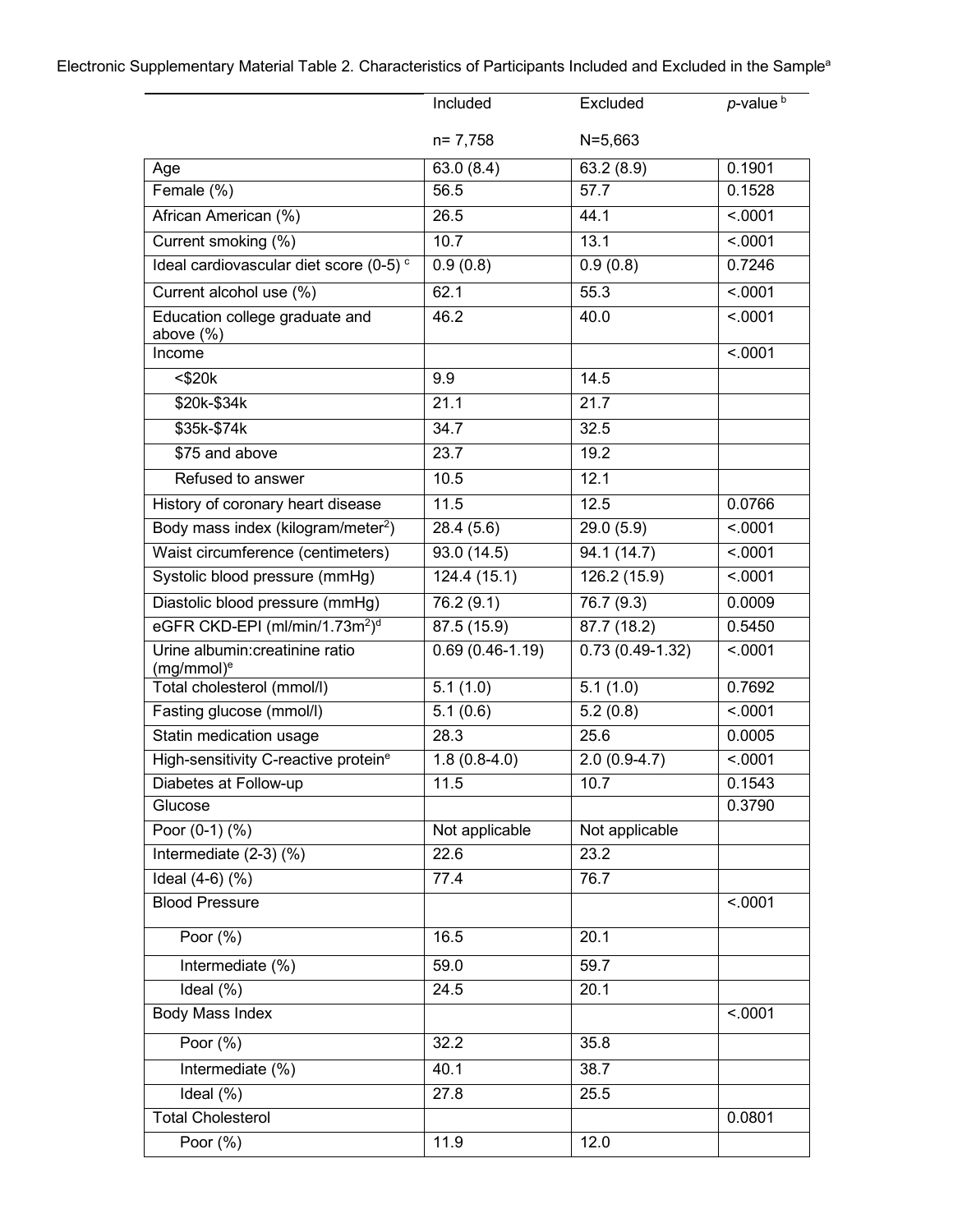Electronic Supplementary Material Table 2. Characteristics of Participants Included and Excluded in the Sample[a]

| | Included n= 7,758 | Excluded N=5,663 | *p*-value [b] |
|---|---|---|---|
| Age | 63.0 (8.4) | 63.2 (8.9) | 0.1901 |
| Female (%) | 56.5 | 57.7 | 0.1528 |
| African American (%) | 26.5 | 44.1 | <.0001 |
| Current smoking (%) | 10.7 | 13.1 | <.0001 |
| Ideal cardiovascular diet score (0-5) [c] | 0.9 (0.8) | 0.9 (0.8) | 0.7246 |
| Current alcohol use (%) | 62.1 | 55.3 | <.0001 |
| Education college graduate and above (%) | 46.2 | 40.0 | <.0001 |
| Income | | | <.0001 |
| <$20k | 9.9 | 14.5 | |
| $20k-$34k | 21.1 | 21.7 | |
| $35k-$74k | 34.7 | 32.5 | |
| $75 and above | 23.7 | 19.2 | |
| Refused to answer | 10.5 | 12.1 | |
| History of coronary heart disease | 11.5 | 12.5 | 0.0766 |
| Body mass index (kilogram/meter$^2$) | 28.4 (5.6) | 29.0 (5.9) | <.0001 |
| Waist circumference (centimeters) | 93.0 (14.5) | 94.1 (14.7) | <.0001 |
| Systolic blood pressure (mmHg) | 124.4 (15.1) | 126.2 (15.9) | <.0001 |
| Diastolic blood pressure (mmHg) | 76.2 (9.1) | 76.7 (9.3) | 0.0009 |
| eGFR CKD-EPI (ml/min/1.73m$^2$)[d] | 87.5 (15.9) | 87.7 (18.2) | 0.5450 |
| Urine albumin:creatinine ratio (mg/mmol)[e] | 0.69 (0.46-1.19) | 0.73 (0.49-1.32) | <.0001 |
| Total cholesterol (mmol/l) | 5.1 (1.0) | 5.1 (1.0) | 0.7692 |
| Fasting glucose (mmol/l) | 5.1 (0.6) | 5.2 (0.8) | <.0001 |
| Statin medication usage | 28.3 | 25.6 | 0.0005 |
| High-sensitivity C-reactive protein[e] | 1.8 (0.8-4.0) | 2.0 (0.9-4.7) | <.0001 |
| Diabetes at Follow-up | 11.5 | 10.7 | 0.1543 |
| Glucose | | | 0.3790 |
| Poor (0-1) (%) | Not applicable | Not applicable | |
| Intermediate (2-3) (%) | 22.6 | 23.2 | |
| Ideal (4-6) (%) | 77.4 | 76.7 | |
| Blood Pressure | | | <.0001 |
| Poor (%) | 16.5 | 20.1 | |
| Intermediate (%) | 59.0 | 59.7 | |
| Ideal (%) | 24.5 | 20.1 | |
| Body Mass Index | | | <.0001 |
| Poor (%) | 32.2 | 35.8 | |
| Intermediate (%) | 40.1 | 38.7 | |
| Ideal (%) | 27.8 | 25.5 | |
| Total Cholesterol | | | 0.0801 |
| Poor (%) | 11.9 | 12.0 | |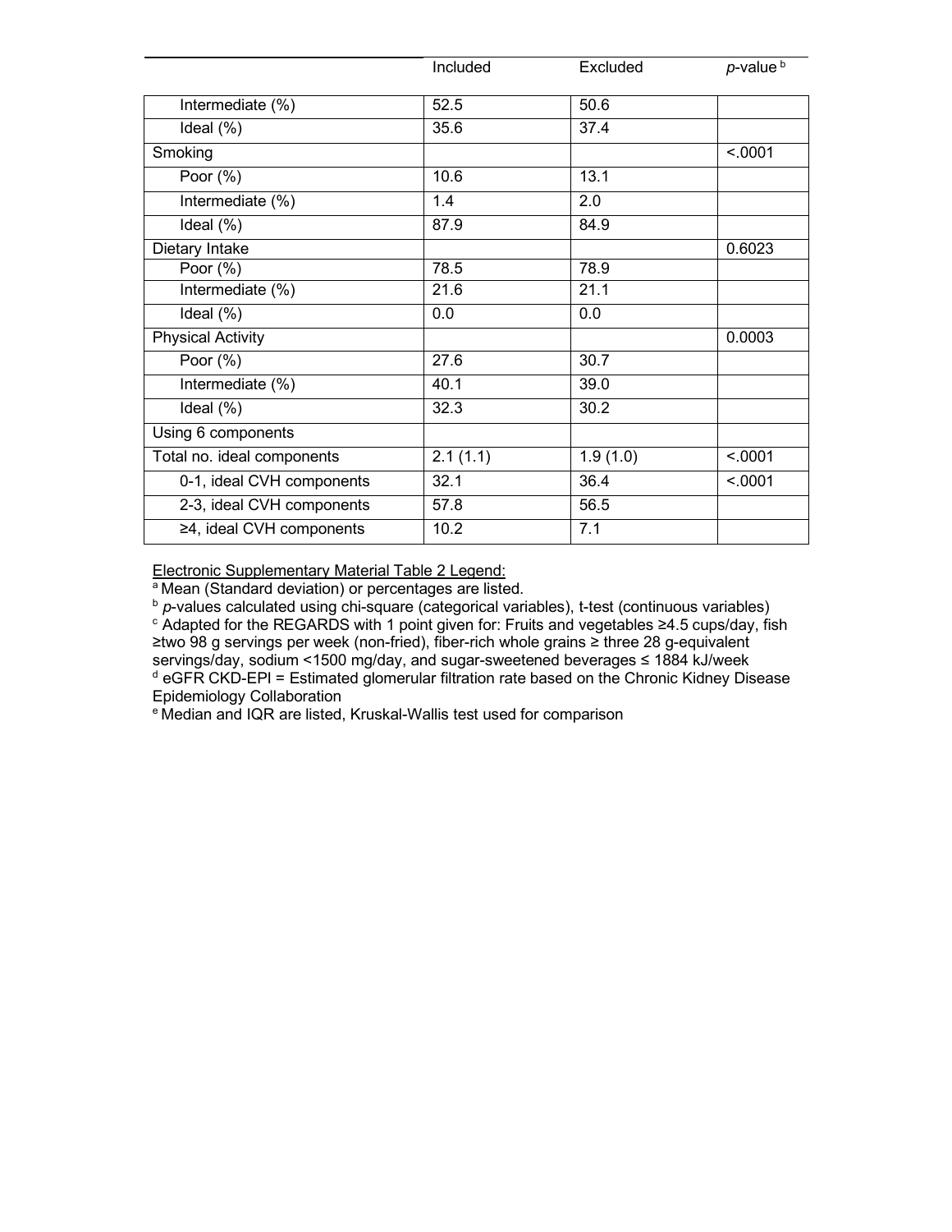| | Included | Excluded | *p*-value [b] |
|---|---|---|---|
| Intermediate (%) | 52.5 | 50.6 | |
| Ideal (%) | 35.6 | 37.4 | |
| Smoking | | | <.0001 |
| Poor (%) | 10.6 | 13.1 | |
| Intermediate (%) | 1.4 | 2.0 | |
| Ideal (%) | 87.9 | 84.9 | |
| Dietary Intake | | | 0.6023 |
| Poor (%) | 78.5 | 78.9 | |
| Intermediate (%) | 21.6 | 21.1 | |
| Ideal (%) | 0.0 | 0.0 | |
| Physical Activity | | | 0.0003 |
| Poor (%) | 27.6 | 30.7 | |
| Intermediate (%) | 40.1 | 39.0 | |
| Ideal (%) | 32.3 | 30.2 | |
| Using 6 components | | | |
| Total no. ideal components | 2.1 (1.1) | 1.9 (1.0) | <.0001 |
| 0-1, ideal CVH components | 32.1 | 36.4 | <.0001 |
| 2-3, ideal CVH components | 57.8 | 56.5 | |
| ≥4, ideal CVH components | 10.2 | 7.1 | |

<u>Electronic Supplementary Material Table 2 Legend:</u>

[a] Mean (Standard deviation) or percentages are listed.

[b] *p*-values calculated using chi-square (categorical variables), t-test (continuous variables)

[c] Adapted for the REGARDS with 1 point given for: Fruits and vegetables ≥4.5 cups/day, fish ≥two 98 g servings per week (non-fried), fiber-rich whole grains ≥ three 28 g-equivalent servings/day, sodium <1500 mg/day, and sugar-sweetened beverages ≤ 1884 kJ/week

[d] eGFR CKD-EPI = Estimated glomerular filtration rate based on the Chronic Kidney Disease Epidemiology Collaboration

[e] Median and IQR are listed, Kruskal-Wallis test used for comparison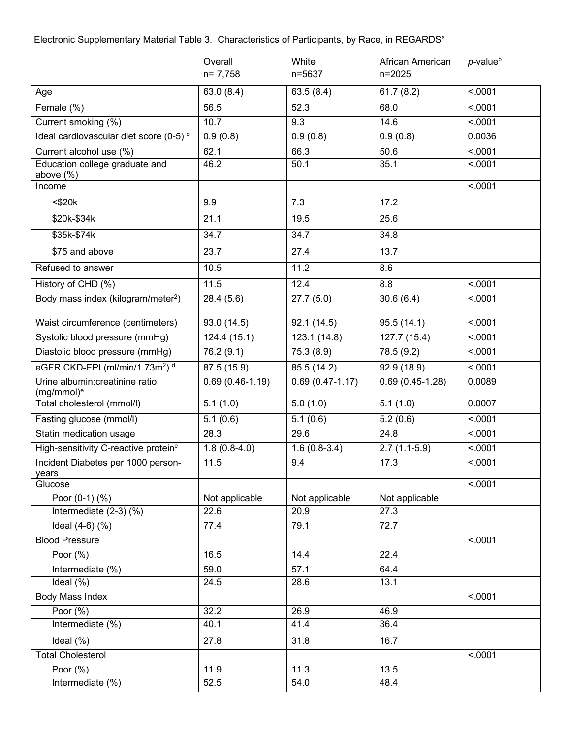Electronic Supplementary Material Table 3. Characteristics of Participants, by Race, in REGARDS[a]

| | Overall n= 7,758 | White n=5637 | African American n=2025 | *p*-value[b] |
|---|---|---|---|---|
| Age | 63.0 (8.4) | 63.5 (8.4) | 61.7 (8.2) | <.0001 |
| Female (%) | 56.5 | 52.3 | 68.0 | <.0001 |
| Current smoking (%) | 10.7 | 9.3 | 14.6 | <.0001 |
| Ideal cardiovascular diet score (0-5) [c] | 0.9 (0.8) | 0.9 (0.8) | 0.9 (0.8) | 0.0036 |
| Current alcohol use (%) | 62.1 | 66.3 | 50.6 | <.0001 |
| Education college graduate and above (%) | 46.2 | 50.1 | 35.1 | <.0001 |
| Income | | | | <.0001 |
| <$20k | 9.9 | 7.3 | 17.2 | |
| $20k-$34k | 21.1 | 19.5 | 25.6 | |
| $35k-$74k | 34.7 | 34.7 | 34.8 | |
| $75 and above | 23.7 | 27.4 | 13.7 | |
| Refused to answer | 10.5 | 11.2 | 8.6 | |
| History of CHD (%) | 11.5 | 12.4 | 8.8 | <.0001 |
| Body mass index (kilogram/meter$^2$) | 28.4 (5.6) | 27.7 (5.0) | 30.6 (6.4) | <.0001 |
| Waist circumference (centimeters) | 93.0 (14.5) | 92.1 (14.5) | 95.5 (14.1) | <.0001 |
| Systolic blood pressure (mmHg) | 124.4 (15.1) | 123.1 (14.8) | 127.7 (15.4) | <.0001 |
| Diastolic blood pressure (mmHg) | 76.2 (9.1) | 75.3 (8.9) | 78.5 (9.2) | <.0001 |
| eGFR CKD-EPI (ml/min/1.73m$^2$) [d] | 87.5 (15.9) | 85.5 (14.2) | 92.9 (18.9) | <.0001 |
| Urine albumin:creatinine ratio (mg/mmol)[e] | 0.69 (0.46-1.19) | 0.69 (0.47-1.17) | 0.69 (0.45-1.28) | 0.0089 |
| Total cholesterol (mmol/l) | 5.1 (1.0) | 5.0 (1.0) | 5.1 (1.0) | 0.0007 |
| Fasting glucose (mmol/l) | 5.1 (0.6) | 5.1 (0.6) | 5.2 (0.6) | <.0001 |
| Statin medication usage | 28.3 | 29.6 | 24.8 | <.0001 |
| High-sensitivity C-reactive protein[e] | 1.8 (0.8-4.0) | 1.6 (0.8-3.4) | 2.7 (1.1-5.9) | <.0001 |
| Incident Diabetes per 1000 person-years | 11.5 | 9.4 | 17.3 | <.0001 |
| Glucose | | | | <.0001 |
| Poor (0-1) (%) | Not applicable | Not applicable | Not applicable | |
| Intermediate (2-3) (%) | 22.6 | 20.9 | 27.3 | |
| Ideal (4-6) (%) | 77.4 | 79.1 | 72.7 | |
| Blood Pressure | | | | <.0001 |
| Poor (%) | 16.5 | 14.4 | 22.4 | |
| Intermediate (%) | 59.0 | 57.1 | 64.4 | |
| Ideal (%) | 24.5 | 28.6 | 13.1 | |
| Body Mass Index | | | | <.0001 |
| Poor (%) | 32.2 | 26.9 | 46.9 | |
| Intermediate (%) | 40.1 | 41.4 | 36.4 | |
| Ideal (%) | 27.8 | 31.8 | 16.7 | |
| Total Cholesterol | | | | <.0001 |
| Poor (%) | 11.9 | 11.3 | 13.5 | |
| Intermediate (%) | 52.5 | 54.0 | 48.4 | |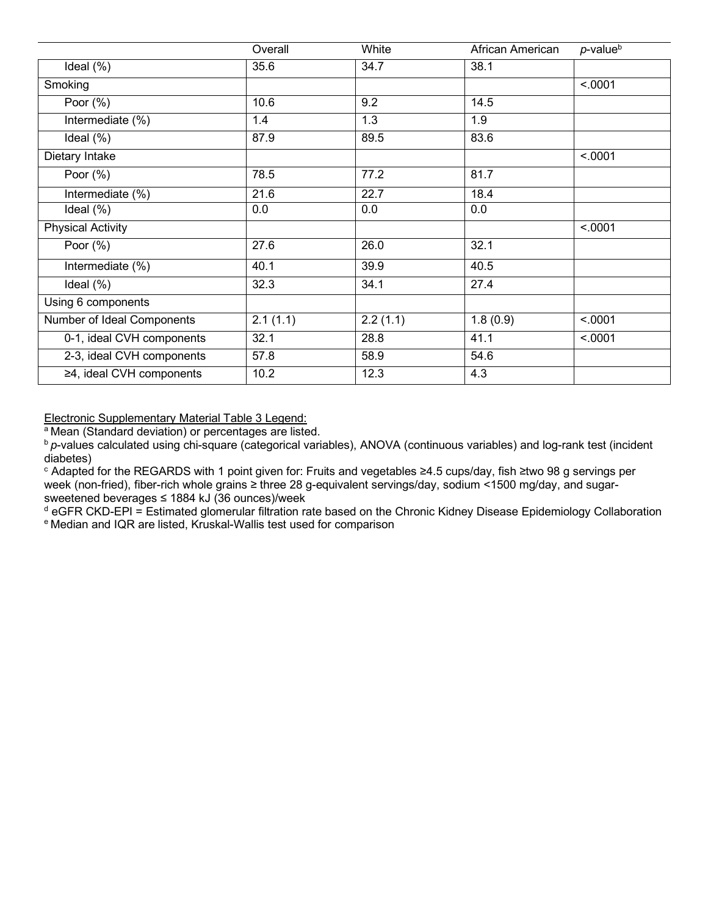|  | Overall | White | African American | *p*-value[b] |
|---|---|---|---|---|
| Ideal (%) | 35.6 | 34.7 | 38.1 |  |
| Smoking |  |  |  | <.0001 |
| Poor (%) | 10.6 | 9.2 | 14.5 |  |
| Intermediate (%) | 1.4 | 1.3 | 1.9 |  |
| Ideal (%) | 87.9 | 89.5 | 83.6 |  |
| Dietary Intake |  |  |  | <.0001 |
| Poor (%) | 78.5 | 77.2 | 81.7 |  |
| Intermediate (%) | 21.6 | 22.7 | 18.4 |  |
| Ideal (%) | 0.0 | 0.0 | 0.0 |  |
| Physical Activity |  |  |  | <.0001 |
| Poor (%) | 27.6 | 26.0 | 32.1 |  |
| Intermediate (%) | 40.1 | 39.9 | 40.5 |  |
| Ideal (%) | 32.3 | 34.1 | 27.4 |  |
| Using 6 components |  |  |  |  |
| Number of Ideal Components | 2.1 (1.1) | 2.2 (1.1) | 1.8 (0.9) | <.0001 |
| 0-1, ideal CVH components | 32.1 | 28.8 | 41.1 | <.0001 |
| 2-3, ideal CVH components | 57.8 | 58.9 | 54.6 |  |
| ≥4, ideal CVH components | 10.2 | 12.3 | 4.3 |  |

Electronic Supplementary Material Table 3 Legend:

[a] Mean (Standard deviation) or percentages are listed.

[b] *p*-values calculated using chi-square (categorical variables), ANOVA (continuous variables) and log-rank test (incident diabetes)

[c] Adapted for the REGARDS with 1 point given for: Fruits and vegetables ≥4.5 cups/day, fish ≥two 98 g servings per week (non-fried), fiber-rich whole grains ≥ three 28 g-equivalent servings/day, sodium <1500 mg/day, and sugar-sweetened beverages ≤ 1884 kJ (36 ounces)/week

[d] eGFR CKD-EPI = Estimated glomerular filtration rate based on the Chronic Kidney Disease Epidemiology Collaboration

[e] Median and IQR are listed, Kruskal-Wallis test used for comparison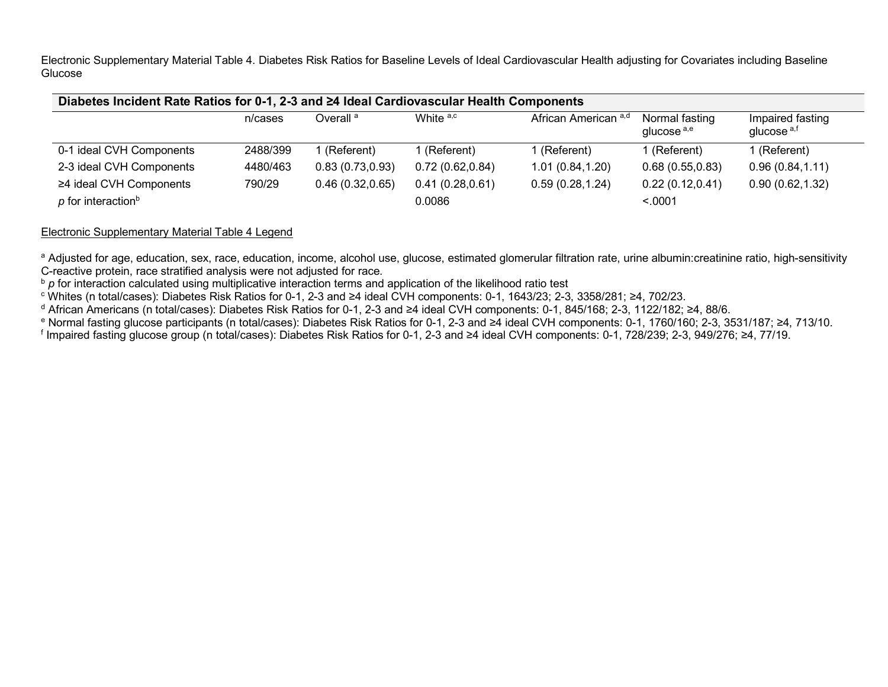Electronic Supplementary Material Table 4. Diabetes Risk Ratios for Baseline Levels of Ideal Cardiovascular Health adjusting for Covariates including Baseline Glucose

| **Diabetes Incident Rate Ratios for 0-1, 2-3 and ≥4 Ideal Cardiovascular Health Components** | | | | | | |
|---|---|---|---|---|---|---|
| | n/cases | Overall [a] | White [a,c] | African American [a,d] | Normal fasting glucose [a,e] | Impaired fasting glucose [a,f] |
| 0-1 ideal CVH Components | 2488/399 | 1 (Referent) | 1 (Referent) | 1 (Referent) | 1 (Referent) | 1 (Referent) |
| 2-3 ideal CVH Components | 4480/463 | 0.83 (0.73,0.93) | 0.72 (0.62,0.84) | 1.01 (0.84,1.20) | 0.68 (0.55,0.83) | 0.96 (0.84,1.11) |
| ≥4 ideal CVH Components | 790/29 | 0.46 (0.32,0.65) | 0.41 (0.28,0.61) | 0.59 (0.28,1.24) | 0.22 (0.12,0.41) | 0.90 (0.62,1.32) |
| *p* for interaction[b] | | | 0.0086 | | <.0001 | |

Electronic Supplementary Material Table 4 Legend

[a] Adjusted for age, education, sex, race, education, income, alcohol use, glucose, estimated glomerular filtration rate, urine albumin:creatinine ratio, high-sensitivity C-reactive protein, race stratified analysis were not adjusted for race.
[b] *p* for interaction calculated using multiplicative interaction terms and application of the likelihood ratio test
[c] Whites (n total/cases): Diabetes Risk Ratios for 0-1, 2-3 and ≥4 ideal CVH components: 0-1, 1643/23; 2-3, 3358/281; ≥4, 702/23.
[d] African Americans (n total/cases): Diabetes Risk Ratios for 0-1, 2-3 and ≥4 ideal CVH components: 0-1, 845/168; 2-3, 1122/182; ≥4, 88/6.
[e] Normal fasting glucose participants (n total/cases): Diabetes Risk Ratios for 0-1, 2-3 and ≥4 ideal CVH components: 0-1, 1760/160; 2-3, 3531/187; ≥4, 713/10.
[f] Impaired fasting glucose group (n total/cases): Diabetes Risk Ratios for 0-1, 2-3 and ≥4 ideal CVH components: 0-1, 728/239; 2-3, 949/276; ≥4, 77/19.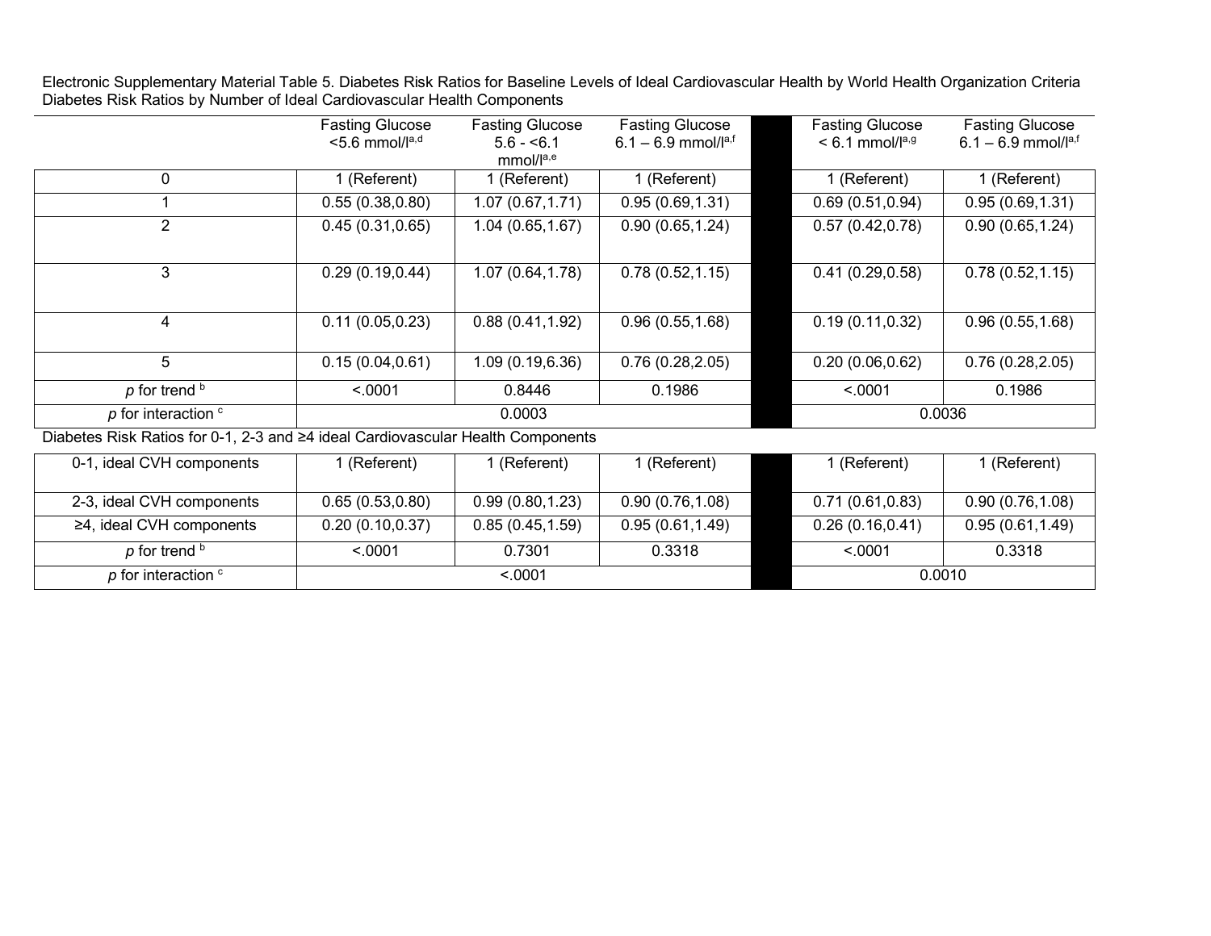Electronic Supplementary Material Table 5. Diabetes Risk Ratios for Baseline Levels of Ideal Cardiovascular Health by World Health Organization Criteria

Diabetes Risk Ratios by Number of Ideal Cardiovascular Health Components

| | Fasting Glucose <5.6 mmol/l[a,d] | Fasting Glucose 5.6 - <6.1 mmol/l[a,e] | Fasting Glucose 6.1 – 6.9 mmol/l[a,f] | | Fasting Glucose < 6.1 mmol/l[a,g] | Fasting Glucose 6.1 – 6.9 mmol/l[a,f] |
|---|---|---|---|---|---|---|
| 0 | 1 (Referent) | 1 (Referent) | 1 (Referent) | | 1 (Referent) | 1 (Referent) |
| 1 | 0.55 (0.38,0.80) | 1.07 (0.67,1.71) | 0.95 (0.69,1.31) | | 0.69 (0.51,0.94) | 0.95 (0.69,1.31) |
| 2 | 0.45 (0.31,0.65) | 1.04 (0.65,1.67) | 0.90 (0.65,1.24) | | 0.57 (0.42,0.78) | 0.90 (0.65,1.24) |
| 3 | 0.29 (0.19,0.44) | 1.07 (0.64,1.78) | 0.78 (0.52,1.15) | | 0.41 (0.29,0.58) | 0.78 (0.52,1.15) |
| 4 | 0.11 (0.05,0.23) | 0.88 (0.41,1.92) | 0.96 (0.55,1.68) | | 0.19 (0.11,0.32) | 0.96 (0.55,1.68) |
| 5 | 0.15 (0.04,0.61) | 1.09 (0.19,6.36) | 0.76 (0.28,2.05) | | 0.20 (0.06,0.62) | 0.76 (0.28,2.05) |
| *p* for trend [b] | <.0001 | 0.8446 | 0.1986 | | <.0001 | 0.1986 |
| *p* for interaction [c] | | 0.0003 | | | 0.0036 | |

Diabetes Risk Ratios for 0-1, 2-3 and ≥4 ideal Cardiovascular Health Components

| | | | | | | |
|---|---|---|---|---|---|---|
| 0-1, ideal CVH components | 1 (Referent) | 1 (Referent) | 1 (Referent) | | 1 (Referent) | 1 (Referent) |
| 2-3, ideal CVH components | 0.65 (0.53,0.80) | 0.99 (0.80,1.23) | 0.90 (0.76,1.08) | | 0.71 (0.61,0.83) | 0.90 (0.76,1.08) |
| ≥4, ideal CVH components | 0.20 (0.10,0.37) | 0.85 (0.45,1.59) | 0.95 (0.61,1.49) | | 0.26 (0.16,0.41) | 0.95 (0.61,1.49) |
| *p* for trend [b] | <.0001 | 0.7301 | 0.3318 | | <.0001 | 0.3318 |
| *p* for interaction [c] | | <.0001 | | | 0.0010 | |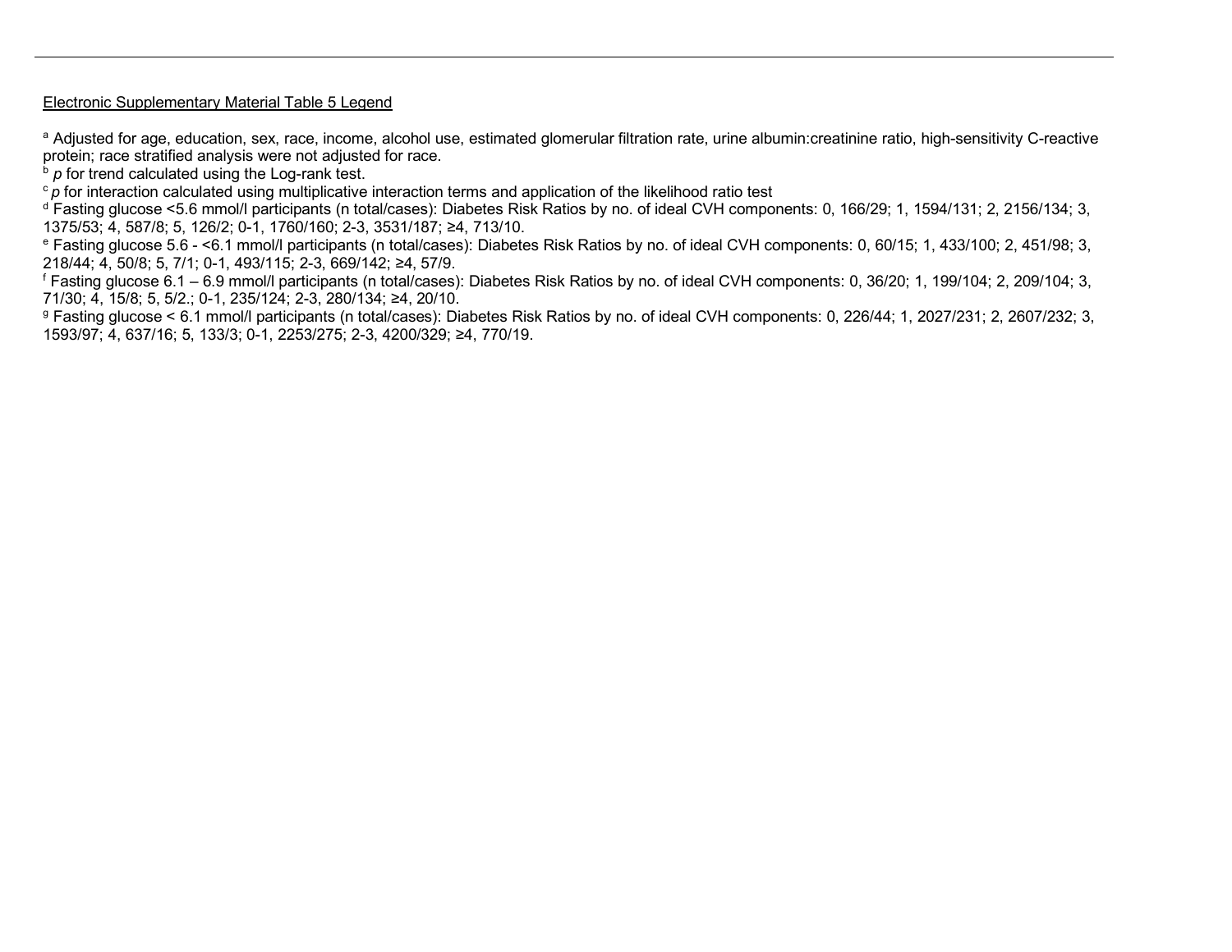Electronic Supplementary Material Table 5 Legend

[a] Adjusted for age, education, sex, race, income, alcohol use, estimated glomerular filtration rate, urine albumin:creatinine ratio, high-sensitivity C-reactive protein; race stratified analysis were not adjusted for race.

[b] *p* for trend calculated using the Log-rank test.

[c] *p* for interaction calculated using multiplicative interaction terms and application of the likelihood ratio test

[d] Fasting glucose <5.6 mmol/l participants (n total/cases): Diabetes Risk Ratios by no. of ideal CVH components: 0, 166/29; 1, 1594/131; 2, 2156/134; 3, 1375/53; 4, 587/8; 5, 126/2; 0-1, 1760/160; 2-3, 3531/187; ≥4, 713/10.

[e] Fasting glucose 5.6 - <6.1 mmol/l participants (n total/cases): Diabetes Risk Ratios by no. of ideal CVH components: 0, 60/15; 1, 433/100; 2, 451/98; 3, 218/44; 4, 50/8; 5, 7/1; 0-1, 493/115; 2-3, 669/142; ≥4, 57/9.

[f] Fasting glucose 6.1 – 6.9 mmol/l participants (n total/cases): Diabetes Risk Ratios by no. of ideal CVH components: 0, 36/20; 1, 199/104; 2, 209/104; 3, 71/30; 4, 15/8; 5, 5/2.; 0-1, 235/124; 2-3, 280/134; ≥4, 20/10.

[g] Fasting glucose < 6.1 mmol/l participants (n total/cases): Diabetes Risk Ratios by no. of ideal CVH components: 0, 226/44; 1, 2027/231; 2, 2607/232; 3, 1593/97; 4, 637/16; 5, 133/3; 0-1, 2253/275; 2-3, 4200/329; ≥4, 770/19.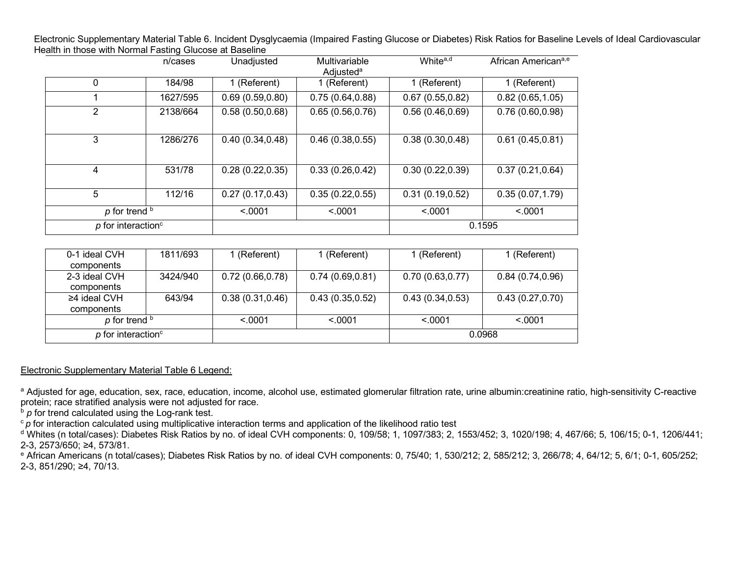Electronic Supplementary Material Table 6. Incident Dysglycaemia (Impaired Fasting Glucose or Diabetes) Risk Ratios for Baseline Levels of Ideal Cardiovascular Health in those with Normal Fasting Glucose at Baseline

| | n/cases | Unadjusted | Multivariable Adjusted[a] | White[a,d] | African American[a,e] |
|---|---|---|---|---|---|
| 0 | 184/98 | 1 (Referent) | 1 (Referent) | 1 (Referent) | 1 (Referent) |
| 1 | 1627/595 | 0.69 (0.59,0.80) | 0.75 (0.64,0.88) | 0.67 (0.55,0.82) | 0.82 (0.65,1.05) |
| 2 | 2138/664 | 0.58 (0.50,0.68) | 0.65 (0.56,0.76) | 0.56 (0.46,0.69) | 0.76 (0.60,0.98) |
| 3 | 1286/276 | 0.40 (0.34,0.48) | 0.46 (0.38,0.55) | 0.38 (0.30,0.48) | 0.61 (0.45,0.81) |
| 4 | 531/78 | 0.28 (0.22,0.35) | 0.33 (0.26,0.42) | 0.30 (0.22,0.39) | 0.37 (0.21,0.64) |
| 5 | 112/16 | 0.27 (0.17,0.43) | 0.35 (0.22,0.55) | 0.31 (0.19,0.52) | 0.35 (0.07,1.79) |
| *p* for trend [b] | | <.0001 | <.0001 | <.0001 | <.0001 |
| *p* for interaction[c] | | | | 0.1595 | |

| | n/cases | Unadjusted | Multivariable Adjusted[a] | White[a,d] | African American[a,e] |
|---|---|---|---|---|---|
| 0-1 ideal CVH components | 1811/693 | 1 (Referent) | 1 (Referent) | 1 (Referent) | 1 (Referent) |
| 2-3 ideal CVH components | 3424/940 | 0.72 (0.66,0.78) | 0.74 (0.69,0.81) | 0.70 (0.63,0.77) | 0.84 (0.74,0.96) |
| ≥4 ideal CVH components | 643/94 | 0.38 (0.31,0.46) | 0.43 (0.35,0.52) | 0.43 (0.34,0.53) | 0.43 (0.27,0.70) |
| *p* for trend [b] | | <.0001 | <.0001 | <.0001 | <.0001 |
| *p* for interaction[c] | | | | 0.0968 | |

Electronic Supplementary Material Table 6 Legend:

[a] Adjusted for age, education, sex, race, education, income, alcohol use, estimated glomerular filtration rate, urine albumin:creatinine ratio, high-sensitivity C-reactive protein; race stratified analysis were not adjusted for race.
[b] *p* for trend calculated using the Log-rank test.
[c] *p* for interaction calculated using multiplicative interaction terms and application of the likelihood ratio test
[d] Whites (n total/cases): Diabetes Risk Ratios by no. of ideal CVH components: 0, 109/58; 1, 1097/383; 2, 1553/452; 3, 1020/198; 4, 467/66; 5, 106/15; 0-1, 1206/441; 2-3, 2573/650; ≥4, 573/81.
[e] African Americans (n total/cases); Diabetes Risk Ratios by no. of ideal CVH components: 0, 75/40; 1, 530/212; 2, 585/212; 3, 266/78; 4, 64/12; 5, 6/1; 0-1, 605/252; 2-3, 851/290; ≥4, 70/13.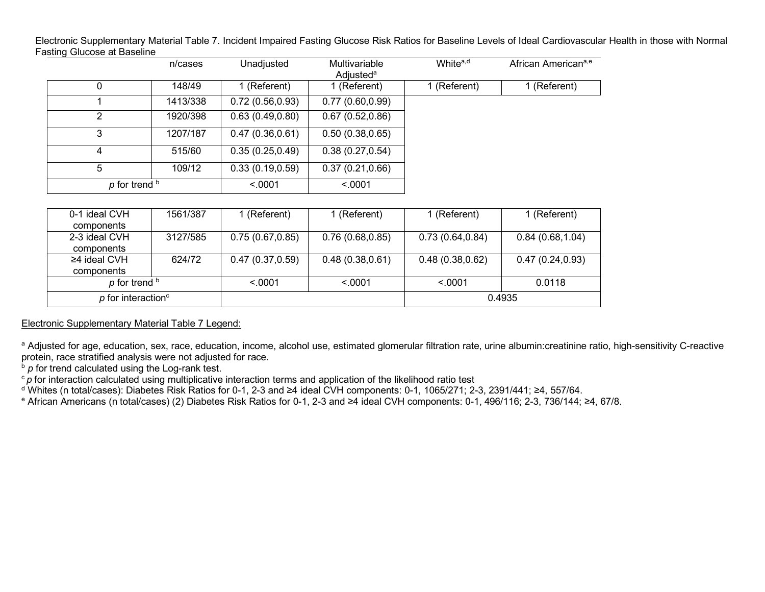Electronic Supplementary Material Table 7. Incident Impaired Fasting Glucose Risk Ratios for Baseline Levels of Ideal Cardiovascular Health in those with Normal Fasting Glucose at Baseline

| | n/cases | Unadjusted | Multivariable Adjusted[a] | White[a,d] | African American[a,e] |
|---|---|---|---|---|---|
| 0 | 148/49 | 1 (Referent) | 1 (Referent) | 1 (Referent) | 1 (Referent) |
| 1 | 1413/338 | 0.72 (0.56,0.93) | 0.77 (0.60,0.99) | | |
| 2 | 1920/398 | 0.63 (0.49,0.80) | 0.67 (0.52,0.86) | | |
| 3 | 1207/187 | 0.47 (0.36,0.61) | 0.50 (0.38,0.65) | | |
| 4 | 515/60 | 0.35 (0.25,0.49) | 0.38 (0.27,0.54) | | |
| 5 | 109/12 | 0.33 (0.19,0.59) | 0.37 (0.21,0.66) | | |
| *p* for trend [b] | | <.0001 | <.0001 | | |
| | | | | | |
| 0-1 ideal CVH components | 1561/387 | 1 (Referent) | 1 (Referent) | 1 (Referent) | 1 (Referent) |
| 2-3 ideal CVH components | 3127/585 | 0.75 (0.67,0.85) | 0.76 (0.68,0.85) | 0.73 (0.64,0.84) | 0.84 (0.68,1.04) |
| ≥4 ideal CVH components | 624/72 | 0.47 (0.37,0.59) | 0.48 (0.38,0.61) | 0.48 (0.38,0.62) | 0.47 (0.24,0.93) |
| *p* for trend [b] | | <.0001 | <.0001 | <.0001 | 0.0118 |
| *p* for interaction[c] | | | | 0.4935 | |

Electronic Supplementary Material Table 7 Legend:

[a] Adjusted for age, education, sex, race, education, income, alcohol use, estimated glomerular filtration rate, urine albumin:creatinine ratio, high-sensitivity C-reactive protein, race stratified analysis were not adjusted for race.
[b] *p* for trend calculated using the Log-rank test.
[c] *p* for interaction calculated using multiplicative interaction terms and application of the likelihood ratio test
[d] Whites (n total/cases): Diabetes Risk Ratios for 0-1, 2-3 and ≥4 ideal CVH components: 0-1, 1065/271; 2-3, 2391/441; ≥4, 557/64.
[e] African Americans (n total/cases) (2) Diabetes Risk Ratios for 0-1, 2-3 and ≥4 ideal CVH components: 0-1, 496/116; 2-3, 736/144; ≥4, 67/8.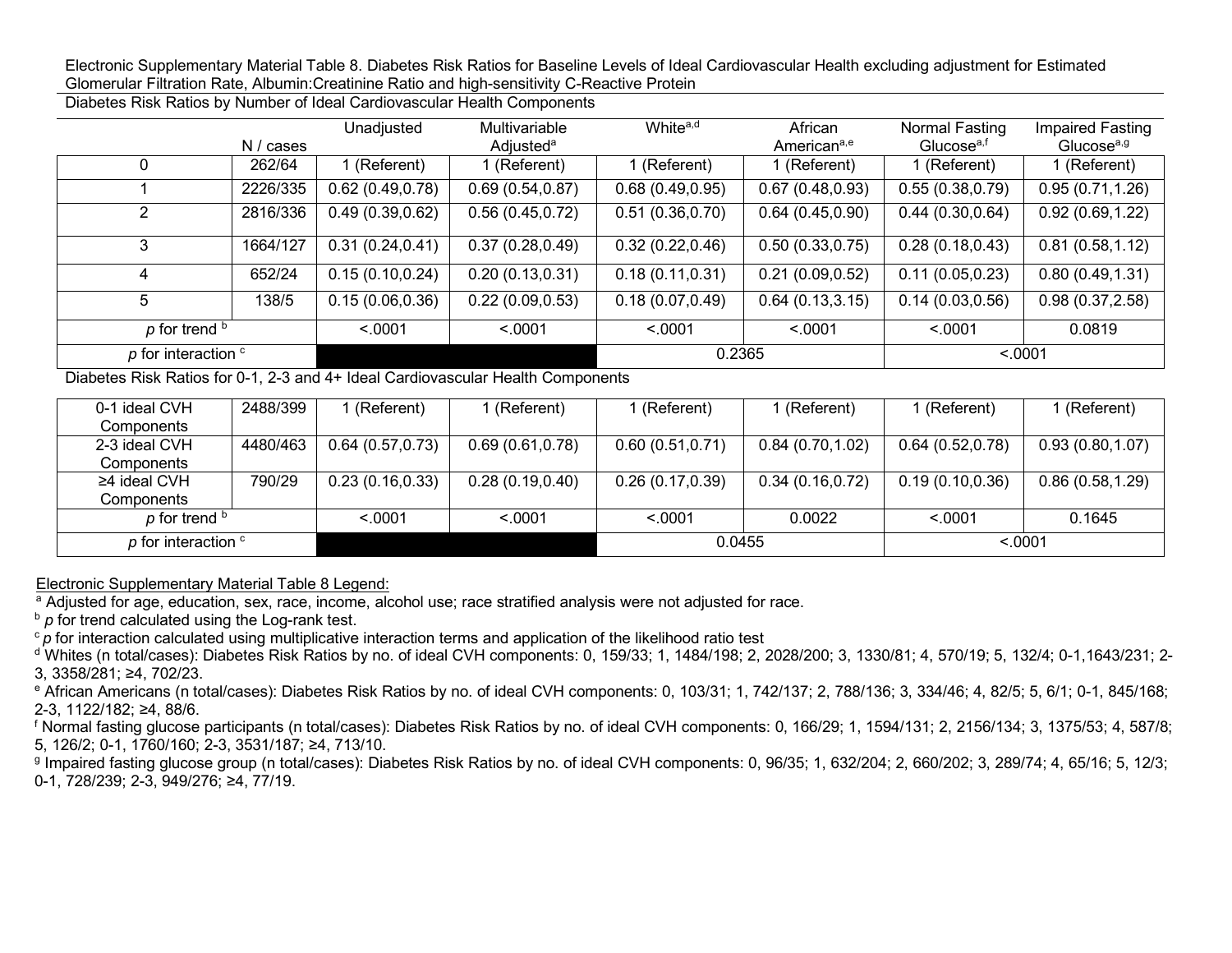Electronic Supplementary Material Table 8. Diabetes Risk Ratios for Baseline Levels of Ideal Cardiovascular Health excluding adjustment for Estimated Glomerular Filtration Rate, Albumin:Creatinine Ratio and high-sensitivity C-Reactive Protein

Diabetes Risk Ratios by Number of Ideal Cardiovascular Health Components

| | N / cases | Unadjusted | Multivariable Adjusted[a] | White[a,d] | African American[a,e] | Normal Fasting Glucose[a,f] | Impaired Fasting Glucose[a,g] |
|---|---|---|---|---|---|---|---|
| 0 | 262/64 | 1 (Referent) | 1 (Referent) | 1 (Referent) | 1 (Referent) | 1 (Referent) | 1 (Referent) |
| 1 | 2226/335 | 0.62 (0.49,0.78) | 0.69 (0.54,0.87) | 0.68 (0.49,0.95) | 0.67 (0.48,0.93) | 0.55 (0.38,0.79) | 0.95 (0.71,1.26) |
| 2 | 2816/336 | 0.49 (0.39,0.62) | 0.56 (0.45,0.72) | 0.51 (0.36,0.70) | 0.64 (0.45,0.90) | 0.44 (0.30,0.64) | 0.92 (0.69,1.22) |
| 3 | 1664/127 | 0.31 (0.24,0.41) | 0.37 (0.28,0.49) | 0.32 (0.22,0.46) | 0.50 (0.33,0.75) | 0.28 (0.18,0.43) | 0.81 (0.58,1.12) |
| 4 | 652/24 | 0.15 (0.10,0.24) | 0.20 (0.13,0.31) | 0.18 (0.11,0.31) | 0.21 (0.09,0.52) | 0.11 (0.05,0.23) | 0.80 (0.49,1.31) |
| 5 | 138/5 | 0.15 (0.06,0.36) | 0.22 (0.09,0.53) | 0.18 (0.07,0.49) | 0.64 (0.13,3.15) | 0.14 (0.03,0.56) | 0.98 (0.37,2.58) |
| *p* for trend [b] | | <.0001 | <.0001 | <.0001 | <.0001 | <.0001 | 0.0819 |
| *p* for interaction [c] | | | | 0.2365 | | <.0001 | |

Diabetes Risk Ratios for 0-1, 2-3 and 4+ Ideal Cardiovascular Health Components

| | N / cases | Unadjusted | Multivariable Adjusted[a] | White[a,d] | African American[a,e] | Normal Fasting Glucose[a,f] | Impaired Fasting Glucose[a,g] |
|---|---|---|---|---|---|---|---|
| 0-1 ideal CVH Components | 2488/399 | 1 (Referent) | 1 (Referent) | 1 (Referent) | 1 (Referent) | 1 (Referent) | 1 (Referent) |
| 2-3 ideal CVH Components | 4480/463 | 0.64 (0.57,0.73) | 0.69 (0.61,0.78) | 0.60 (0.51,0.71) | 0.84 (0.70,1.02) | 0.64 (0.52,0.78) | 0.93 (0.80,1.07) |
| ≥4 ideal CVH Components | 790/29 | 0.23 (0.16,0.33) | 0.28 (0.19,0.40) | 0.26 (0.17,0.39) | 0.34 (0.16,0.72) | 0.19 (0.10,0.36) | 0.86 (0.58,1.29) |
| *p* for trend [b] | | <.0001 | <.0001 | <.0001 | 0.0022 | <.0001 | 0.1645 |
| *p* for interaction [c] | | | | 0.0455 | | <.0001 | |

Electronic Supplementary Material Table 8 Legend:

[a] Adjusted for age, education, sex, race, income, alcohol use; race stratified analysis were not adjusted for race.

[b] *p* for trend calculated using the Log-rank test.

[c] *p* for interaction calculated using multiplicative interaction terms and application of the likelihood ratio test

[d] Whites (n total/cases): Diabetes Risk Ratios by no. of ideal CVH components: 0, 159/33; 1, 1484/198; 2, 2028/200; 3, 1330/81; 4, 570/19; 5, 132/4; 0-1,1643/231; 2-3, 3358/281; ≥4, 702/23.

[e] African Americans (n total/cases): Diabetes Risk Ratios by no. of ideal CVH components: 0, 103/31; 1, 742/137; 2, 788/136; 3, 334/46; 4, 82/5; 5, 6/1; 0-1, 845/168; 2-3, 1122/182; ≥4, 88/6.

[f] Normal fasting glucose participants (n total/cases): Diabetes Risk Ratios by no. of ideal CVH components: 0, 166/29; 1, 1594/131; 2, 2156/134; 3, 1375/53; 4, 587/8; 5, 126/2; 0-1, 1760/160; 2-3, 3531/187; ≥4, 713/10.

[g] Impaired fasting glucose group (n total/cases): Diabetes Risk Ratios by no. of ideal CVH components: 0, 96/35; 1, 632/204; 2, 660/202; 3, 289/74; 4, 65/16; 5, 12/3; 0-1, 728/239; 2-3, 949/276; ≥4, 77/19.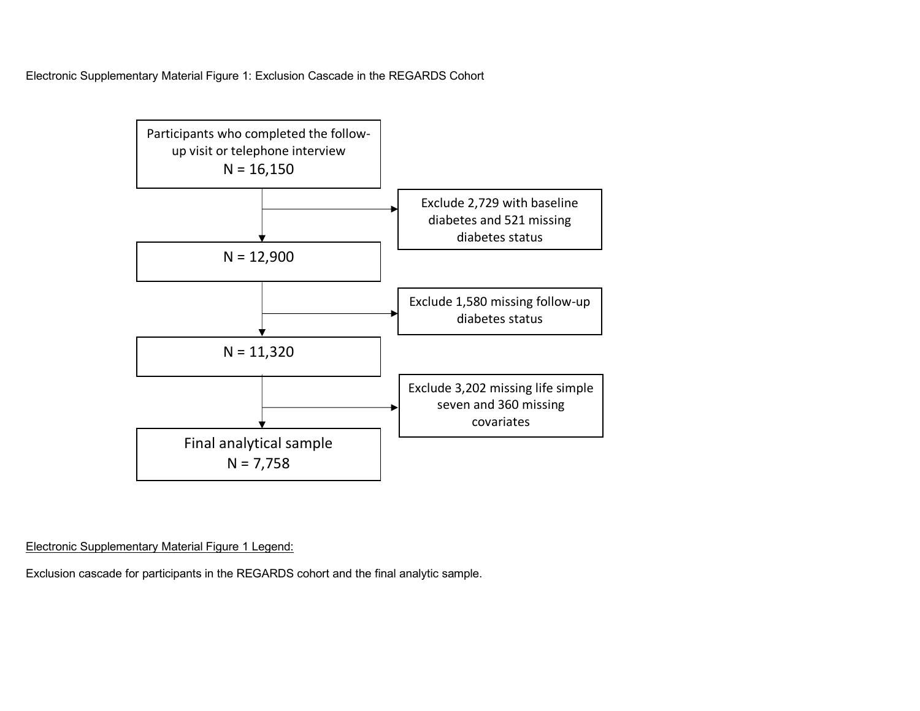Electronic Supplementary Material Figure 1: Exclusion Cascade in the REGARDS Cohort

Participants who completed the follow-up visit or telephone interview
N = 16,150

Exclude 2,729 with baseline diabetes and 521 missing diabetes status

N = 12,900

Exclude 1,580 missing follow-up diabetes status

N = 11,320

Exclude 3,202 missing life simple seven and 360 missing covariates

Final analytical sample
N = 7,758

Electronic Supplementary Material Figure 1 Legend:

Exclusion cascade for participants in the REGARDS cohort and the final analytic sample.